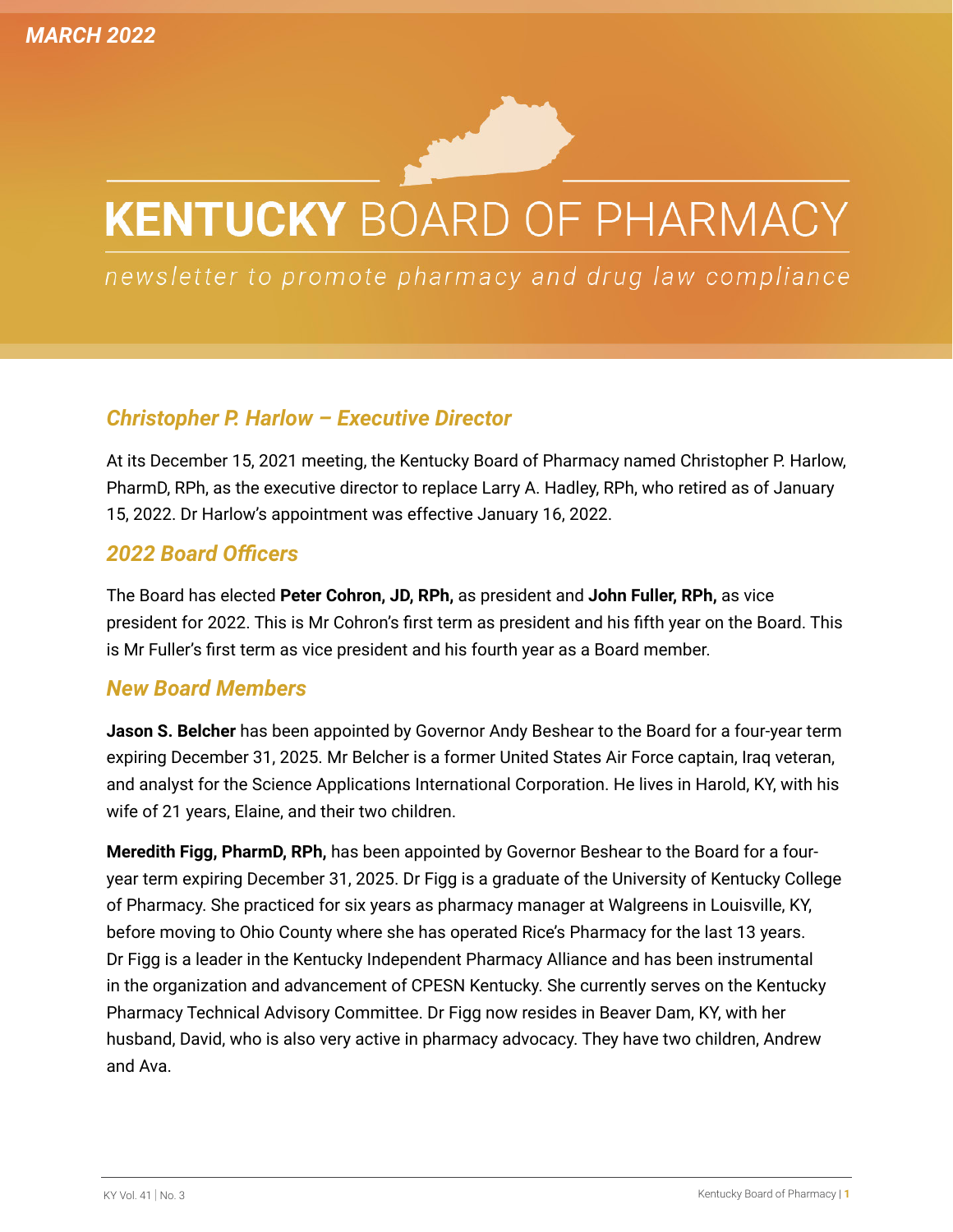MARCH 2022

# KENTUCKY BOARD OF PHARMACY

*newsletter to promote pharmacy and drug law compliance*

## Christopher P. Harlow – Executive Director

At its December 15, 2021 meeting, the Kentucky Board of Pharmacy named Christopher P. Harlow, PharmD, RPh, as the executive director to replace Larry A. Hadley, RPh, who retired as of January 15, 2022. Dr Harlow's appointment was effective January 16, 2022.

## 2022 Board Officers

The Board has elected **Peter Cohron, JD, RPh,** as president and **John Fuller, RPh,** as vice president for 2022. This is Mr Cohron's first term as president and his fifth year on the Board. This is Mr Fuller's first term as vice president and his fourth year as a Board member.

## New Board Members

**Jason S. Belcher** has been appointed by Governor Andy Beshear to the Board for a four-year term expiring December 31, 2025. Mr Belcher is a former United States Air Force captain, Iraq veteran, and analyst for the Science Applications International Corporation. He lives in Harold, KY, with his wife of 21 years, Elaine, and their two children.

**Meredith Figg, PharmD, RPh,** has been appointed by Governor Beshear to the Board for a four-year term expiring December 31, 2025. Dr Figg is a graduate of the University of Kentucky College of Pharmacy. She practiced for six years as pharmacy manager at Walgreens in Louisville, KY, before moving to Ohio County where she has operated Rice's Pharmacy for the last 13 years. Dr Figg is a leader in the Kentucky Independent Pharmacy Alliance and has been instrumental in the organization and advancement of CPESN Kentucky. She currently serves on the Kentucky Pharmacy Technical Advisory Committee. Dr Figg now resides in Beaver Dam, KY, with her husband, David, who is also very active in pharmacy advocacy. They have two children, Andrew and Ava.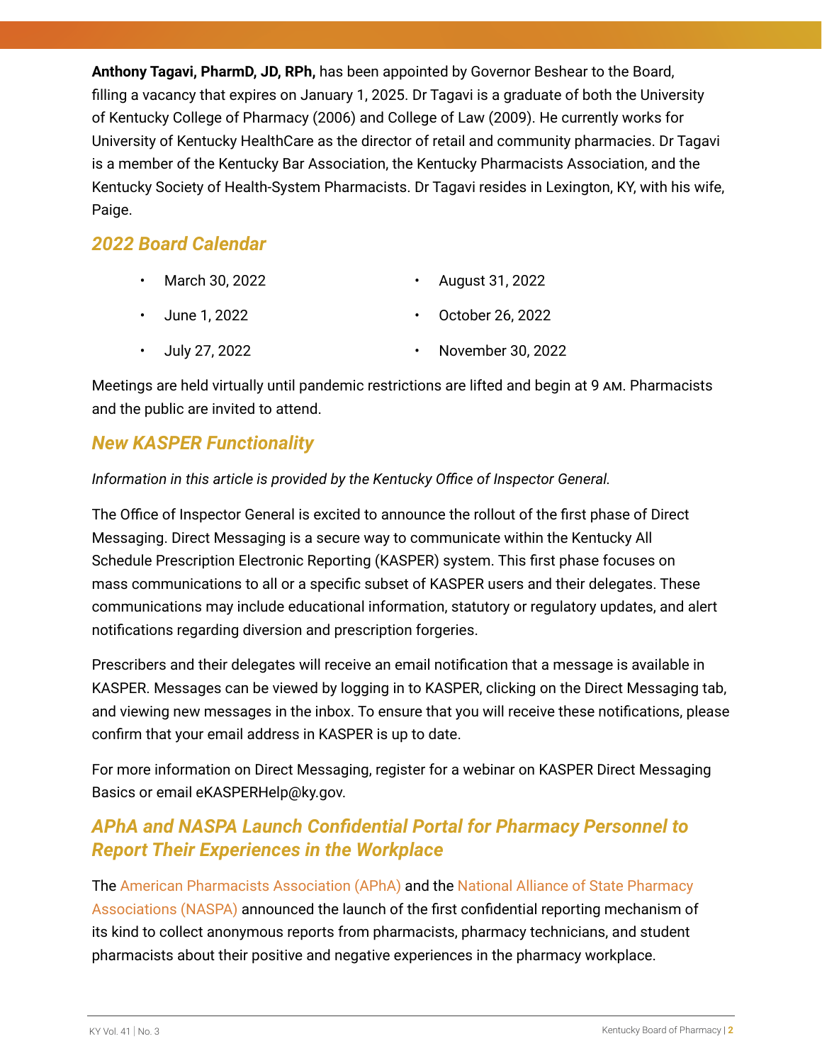**Anthony Tagavi, PharmD, JD, RPh,** has been appointed by Governor Beshear to the Board, filling a vacancy that expires on January 1, 2025. Dr Tagavi is a graduate of both the University of Kentucky College of Pharmacy (2006) and College of Law (2009). He currently works for University of Kentucky HealthCare as the director of retail and community pharmacies. Dr Tagavi is a member of the Kentucky Bar Association, the Kentucky Pharmacists Association, and the Kentucky Society of Health-System Pharmacists. Dr Tagavi resides in Lexington, KY, with his wife, Paige.

## *2022 Board Calendar*

- March 30, 2022
- June 1, 2022
- July 27, 2022
- August 31, 2022
- October 26, 2022
- November 30, 2022

Meetings are held virtually until pandemic restrictions are lifted and begin at 9 AM. Pharmacists and the public are invited to attend.

## *New KASPER Functionality*

*Information in this article is provided by the Kentucky Office of Inspector General.*

The Office of Inspector General is excited to announce the rollout of the first phase of Direct Messaging. Direct Messaging is a secure way to communicate within the Kentucky All Schedule Prescription Electronic Reporting (KASPER) system. This first phase focuses on mass communications to all or a specific subset of KASPER users and their delegates. These communications may include educational information, statutory or regulatory updates, and alert notifications regarding diversion and prescription forgeries.

Prescribers and their delegates will receive an email notification that a message is available in KASPER. Messages can be viewed by logging in to KASPER, clicking on the Direct Messaging tab, and viewing new messages in the inbox. To ensure that you will receive these notifications, please confirm that your email address in KASPER is up to date.

For more information on Direct Messaging, register for a webinar on KASPER Direct Messaging Basics or email eKASPERHelp@ky.gov.

## *APhA and NASPA Launch Confidential Portal for Pharmacy Personnel to Report Their Experiences in the Workplace*

The American Pharmacists Association (APhA) and the National Alliance of State Pharmacy Associations (NASPA) announced the launch of the first confidential reporting mechanism of its kind to collect anonymous reports from pharmacists, pharmacy technicians, and student pharmacists about their positive and negative experiences in the pharmacy workplace.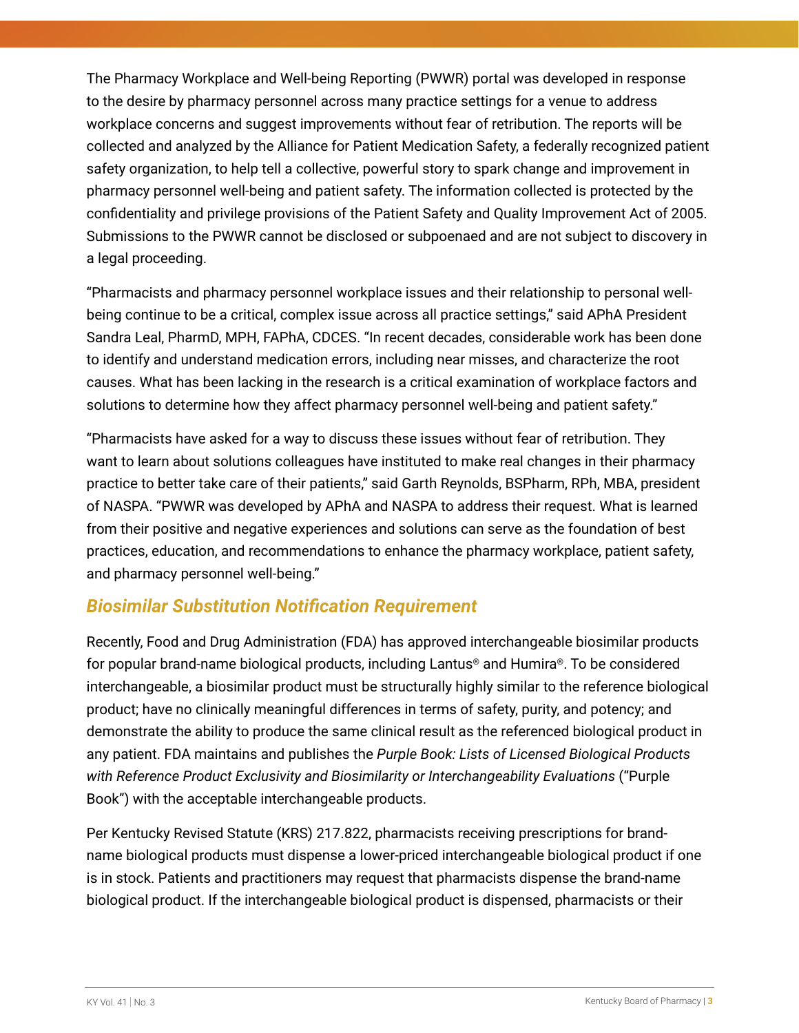The Pharmacy Workplace and Well-being Reporting (PWWR) portal was developed in response to the desire by pharmacy personnel across many practice settings for a venue to address workplace concerns and suggest improvements without fear of retribution. The reports will be collected and analyzed by the Alliance for Patient Medication Safety, a federally recognized patient safety organization, to help tell a collective, powerful story to spark change and improvement in pharmacy personnel well-being and patient safety. The information collected is protected by the confidentiality and privilege provisions of the Patient Safety and Quality Improvement Act of 2005. Submissions to the PWWR cannot be disclosed or subpoenaed and are not subject to discovery in a legal proceeding.

"Pharmacists and pharmacy personnel workplace issues and their relationship to personal well-being continue to be a critical, complex issue across all practice settings," said APhA President Sandra Leal, PharmD, MPH, FAPhA, CDCES. "In recent decades, considerable work has been done to identify and understand medication errors, including near misses, and characterize the root causes. What has been lacking in the research is a critical examination of workplace factors and solutions to determine how they affect pharmacy personnel well-being and patient safety."

"Pharmacists have asked for a way to discuss these issues without fear of retribution. They want to learn about solutions colleagues have instituted to make real changes in their pharmacy practice to better take care of their patients," said Garth Reynolds, BSPharm, RPh, MBA, president of NASPA. "PWWR was developed by APhA and NASPA to address their request. What is learned from their positive and negative experiences and solutions can serve as the foundation of best practices, education, and recommendations to enhance the pharmacy workplace, patient safety, and pharmacy personnel well-being."

## *Biosimilar Substitution Notification Requirement*

Recently, Food and Drug Administration (FDA) has approved interchangeable biosimilar products for popular brand-name biological products, including Lantus® and Humira®. To be considered interchangeable, a biosimilar product must be structurally highly similar to the reference biological product; have no clinically meaningful differences in terms of safety, purity, and potency; and demonstrate the ability to produce the same clinical result as the referenced biological product in any patient. FDA maintains and publishes the *Purple Book: Lists of Licensed Biological Products with Reference Product Exclusivity and Biosimilarity or Interchangeability Evaluations* ("Purple Book") with the acceptable interchangeable products.

Per Kentucky Revised Statute (KRS) 217.822, pharmacists receiving prescriptions for brand-name biological products must dispense a lower-priced interchangeable biological product if one is in stock. Patients and practitioners may request that pharmacists dispense the brand-name biological product. If the interchangeable biological product is dispensed, pharmacists or their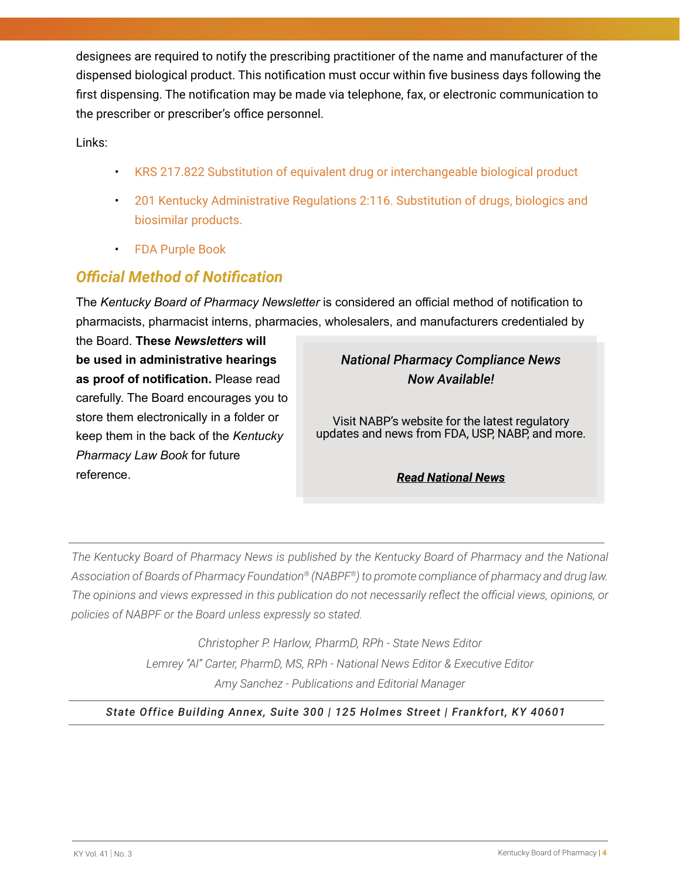designees are required to notify the prescribing practitioner of the name and manufacturer of the dispensed biological product. This notification must occur within five business days following the first dispensing. The notification may be made via telephone, fax, or electronic communication to the prescriber or prescriber's office personnel.

Links:

- KRS 217.822 Substitution of equivalent drug or interchangeable biological product
- 201 Kentucky Administrative Regulations 2:116. Substitution of drugs, biologics and biosimilar products.
- FDA Purple Book

## *Official Method of Notification*

The *Kentucky Board of Pharmacy Newsletter* is considered an official method of notification to pharmacists, pharmacist interns, pharmacies, wholesalers, and manufacturers credentialed by the Board. **These *Newsletters* will be used in administrative hearings as proof of notification.** Please read carefully. The Board encourages you to store them electronically in a folder or keep them in the back of the *Kentucky Pharmacy Law Book* for future reference.

***National Pharmacy Compliance News Now Available!***

Visit NABP's website for the latest regulatory updates and news from FDA, USP, NABP, and more.

***Read National News***

---

*The Kentucky Board of Pharmacy News is published by the Kentucky Board of Pharmacy and the National Association of Boards of Pharmacy Foundation® (NABPF®) to promote compliance of pharmacy and drug law. The opinions and views expressed in this publication do not necessarily reflect the official views, opinions, or policies of NABPF or the Board unless expressly so stated.*

*Christopher P. Harlow, PharmD, RPh - State News Editor*
*Lemrey "Al" Carter, PharmD, MS, RPh - National News Editor & Executive Editor*
*Amy Sanchez - Publications and Editorial Manager*

---

***State Office Building Annex, Suite 300 | 125 Holmes Street | Frankfort, KY 40601***